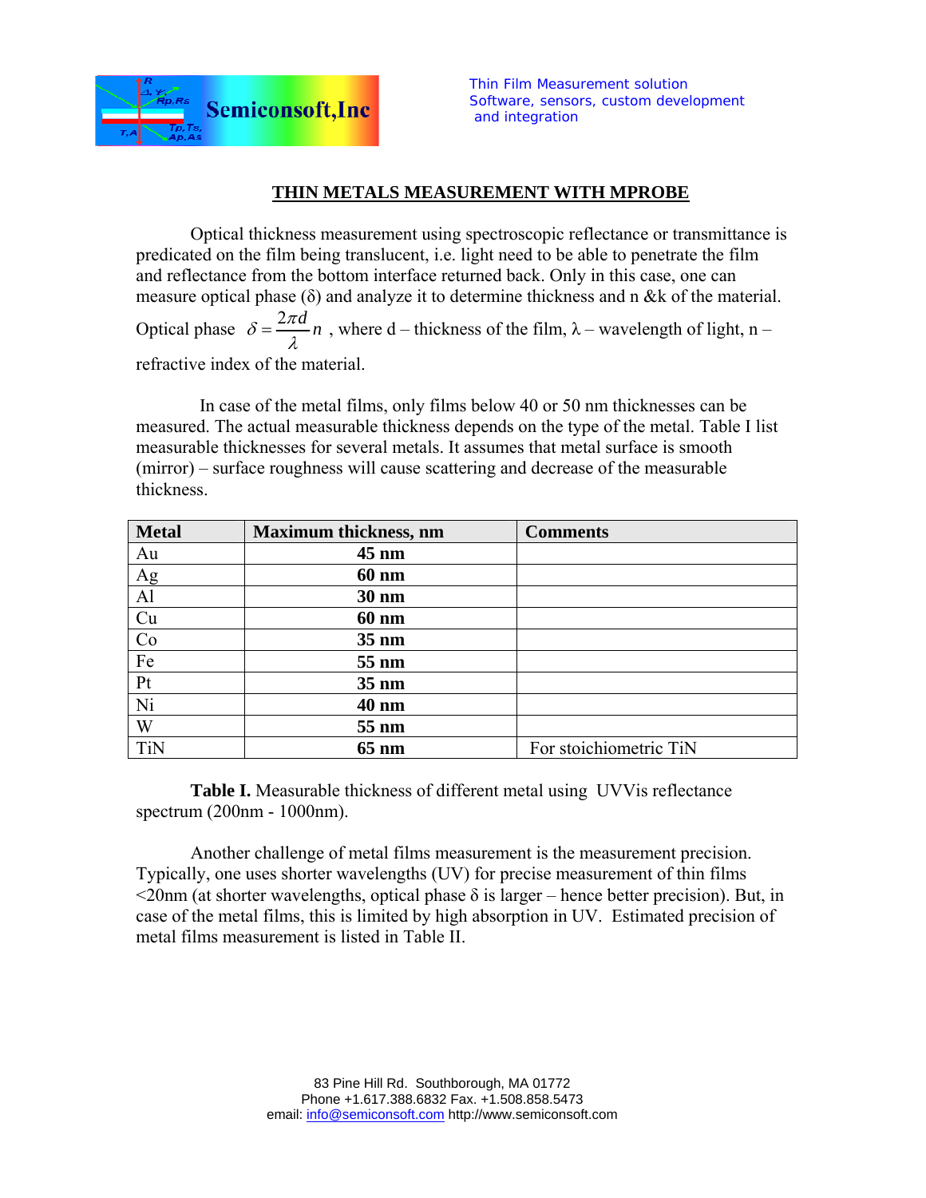# THIN METALS MEASUREMENT WITH MPROBE

Optical thickness measurement using spectroscopic reflectance or transmittance is predicated on the film being translucent, i.e. light need to be able to penetrate the film and reflectance from the bottom interface returned back. Only in this case, one can measure optical phase (δ) and analyze it to determine thickness and n &k of the material.

Optical phase $\delta = \frac{2\pi d}{\lambda} n$ , where d – thickness of the film, λ – wavelength of light, n – refractive index of the material.

In case of the metal films, only films below 40 or 50 nm thicknesses can be measured. The actual measurable thickness depends on the type of the metal. Table I list measurable thicknesses for several metals. It assumes that metal surface is smooth (mirror) – surface roughness will cause scattering and decrease of the measurable thickness.

| Metal | Maximum thickness, nm | Comments |
|---|---|---|
| Au | **45 nm** | |
| Ag | **60 nm** | |
| Al | **30 nm** | |
| Cu | **60 nm** | |
| Co | **35 nm** | |
| Fe | **55 nm** | |
| Pt | **35 nm** | |
| Ni | **40 nm** | |
| W | **55 nm** | |
| TiN | **65 nm** | For stoichiometric TiN |

**Table I.** Measurable thickness of different metal using UVVis reflectance spectrum (200nm - 1000nm).

Another challenge of metal films measurement is the measurement precision. Typically, one uses shorter wavelengths (UV) for precise measurement of thin films <20nm (at shorter wavelengths, optical phase δ is larger – hence better precision). But, in case of the metal films, this is limited by high absorption in UV. Estimated precision of metal films measurement is listed in Table II.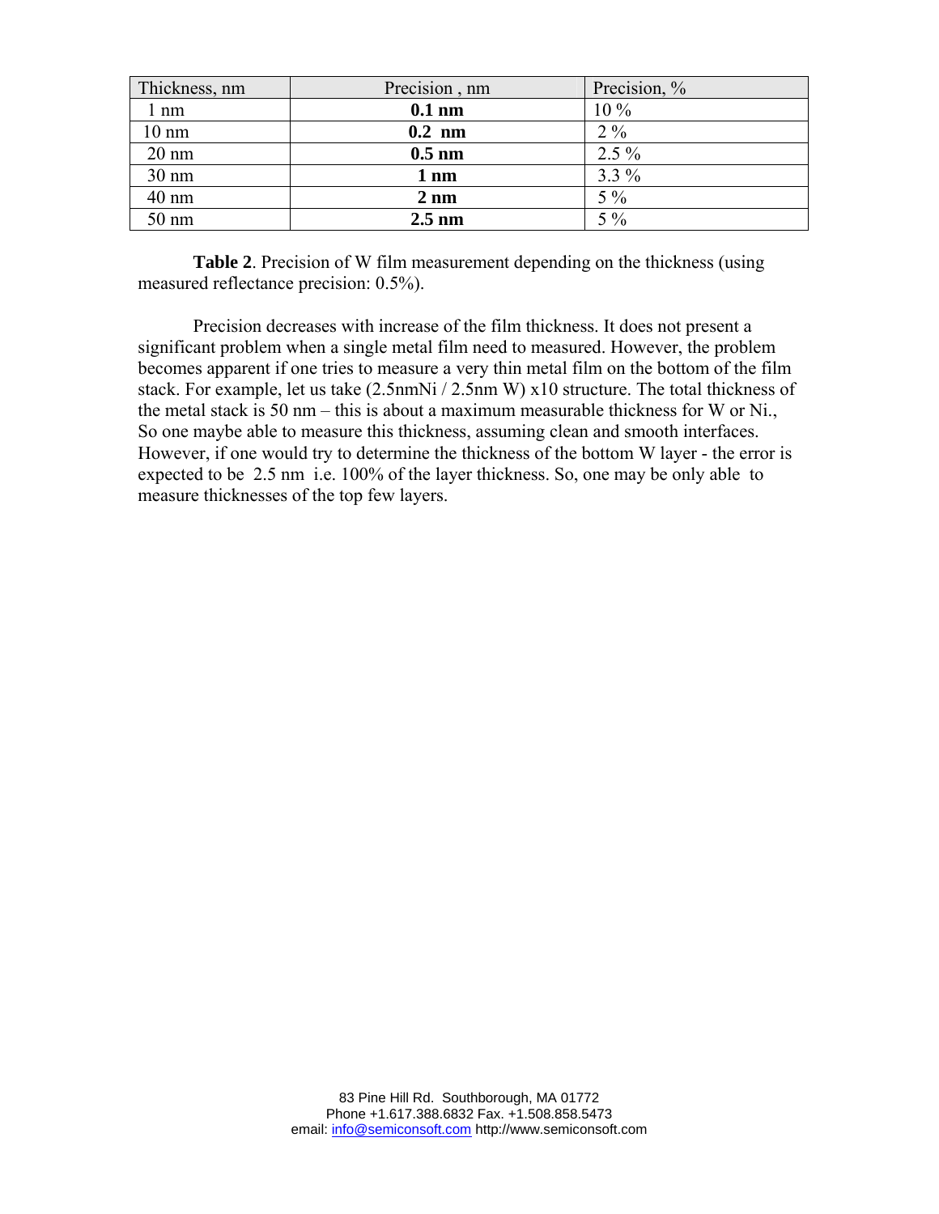| Thickness, nm | Precision , nm | Precision, % |
|---|---|---|
| 1 nm | **0.1 nm** | 10 % |
| 10 nm | **0.2 nm** | 2 % |
| 20 nm | **0.5 nm** | 2.5 % |
| 30 nm | **1 nm** | 3.3 % |
| 40 nm | **2 nm** | 5 % |
| 50 nm | **2.5 nm** | 5 % |

**Table 2**. Precision of W film measurement depending on the thickness (using measured reflectance precision: 0.5%).

Precision decreases with increase of the film thickness. It does not present a significant problem when a single metal film need to measured. However, the problem becomes apparent if one tries to measure a very thin metal film on the bottom of the film stack. For example, let us take (2.5nmNi / 2.5nm W) x10 structure. The total thickness of the metal stack is 50 nm – this is about a maximum measurable thickness for W or Ni., So one maybe able to measure this thickness, assuming clean and smooth interfaces. However, if one would try to determine the thickness of the bottom W layer - the error is expected to be 2.5 nm i.e. 100% of the layer thickness. So, one may be only able to measure thicknesses of the top few layers.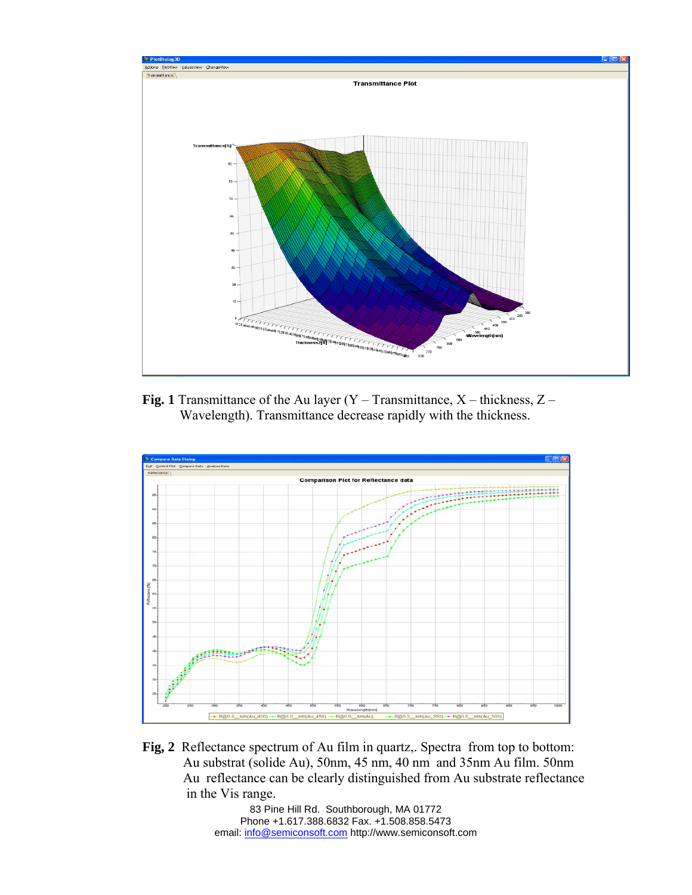PlotDialog3D

Actions PlotView ValuesView ChangeView

Transmittance

Transmittance Plot

Transmittance[%]

Thickness2[A]

Wavelength[nm]

**Fig. 1** Transmittance of the Au layer (Y – Transmittance, X – thickness, Z – Wavelength). Transmittance decrease rapidly with the thickness.

Compare Data Dialog

Exit Control Plot Compare Data Analyze Data

Reflectance

Comparison Plot for Reflectance data

Reflectance[%]

Wavelength[nm]

R@0.0__sim(Au_400) R@0.0__sim(Au_450) R@0.0__sim(Au) R@0.0__sim(Au_350) R@0.0__sim(Au_500)

**Fig, 2** Reflectance spectrum of Au film in quartz,. Spectra from top to bottom: Au substrat (solide Au), 50nm, 45 nm, 40 nm and 35nm Au film. 50nm Au reflectance can be clearly distinguished from Au substrate reflectance in the Vis range.

83 Pine Hill Rd. Southborough, MA 01772
Phone +1.617.388.6832 Fax. +1.508.858.5473
email: info@semiconsoft.com http://www.semiconsoft.com